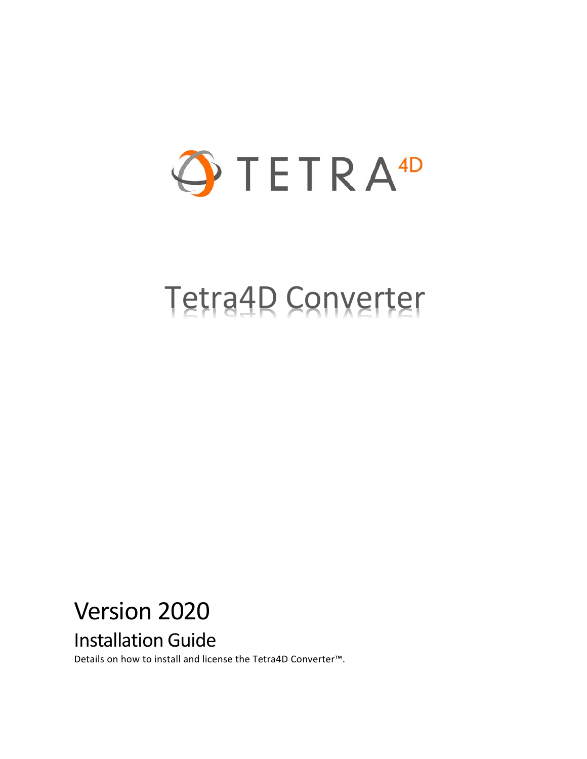TETRA4D

# Tetra4D Converter

## Version 2020

### Installation Guide

Details on how to install and license the Tetra4D Converter™.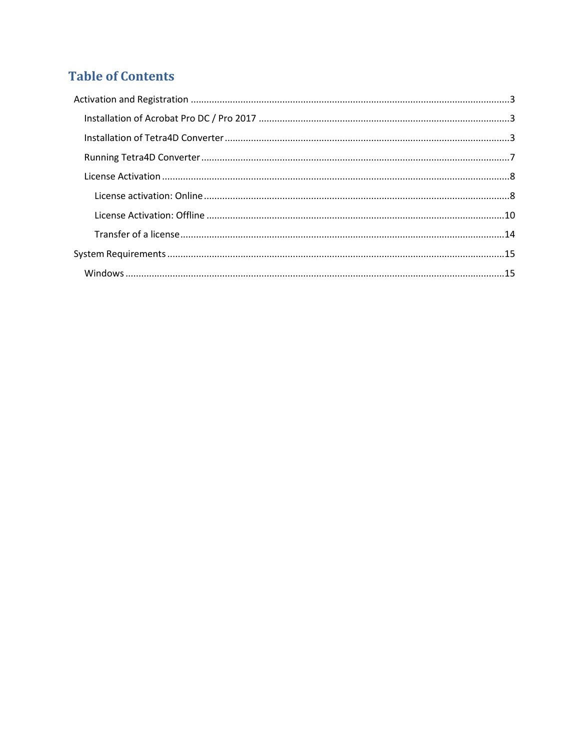# Table of Contents

- Activation and Registration ..... 3
  - Installation of Acrobat Pro DC / Pro 2017 ..... 3
  - Installation of Tetra4D Converter ..... 3
  - Running Tetra4D Converter ..... 7
  - License Activation ..... 8
    - License activation: Online ..... 8
    - License Activation: Offline ..... 10
    - Transfer of a license ..... 14
- System Requirements ..... 15
  - Windows ..... 15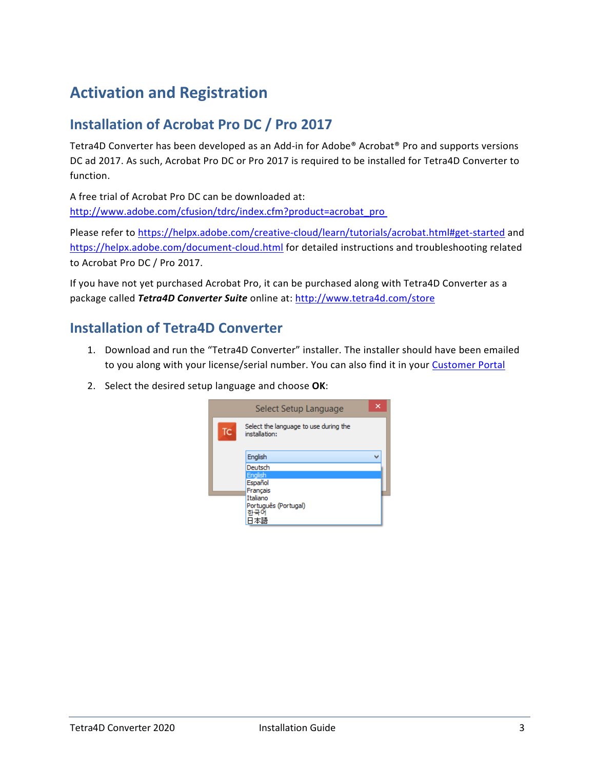# Activation and Registration

## Installation of Acrobat Pro DC / Pro 2017

Tetra4D Converter has been developed as an Add-in for Adobe® Acrobat® Pro and supports versions DC ad 2017. As such, Acrobat Pro DC or Pro 2017 is required to be installed for Tetra4D Converter to function.

A free trial of Acrobat Pro DC can be downloaded at:
http://www.adobe.com/cfusion/tdrc/index.cfm?product=acrobat_pro

Please refer to https://helpx.adobe.com/creative-cloud/learn/tutorials/acrobat.html#get-started and https://helpx.adobe.com/document-cloud.html for detailed instructions and troubleshooting related to Acrobat Pro DC / Pro 2017.

If you have not yet purchased Acrobat Pro, it can be purchased along with Tetra4D Converter as a package called ***Tetra4D Converter Suite*** online at: http://www.tetra4d.com/store

## Installation of Tetra4D Converter

1. Download and run the "Tetra4D Converter" installer. The installer should have been emailed to you along with your license/serial number. You can also find it in your Customer Portal
2. Select the desired setup language and choose **OK**: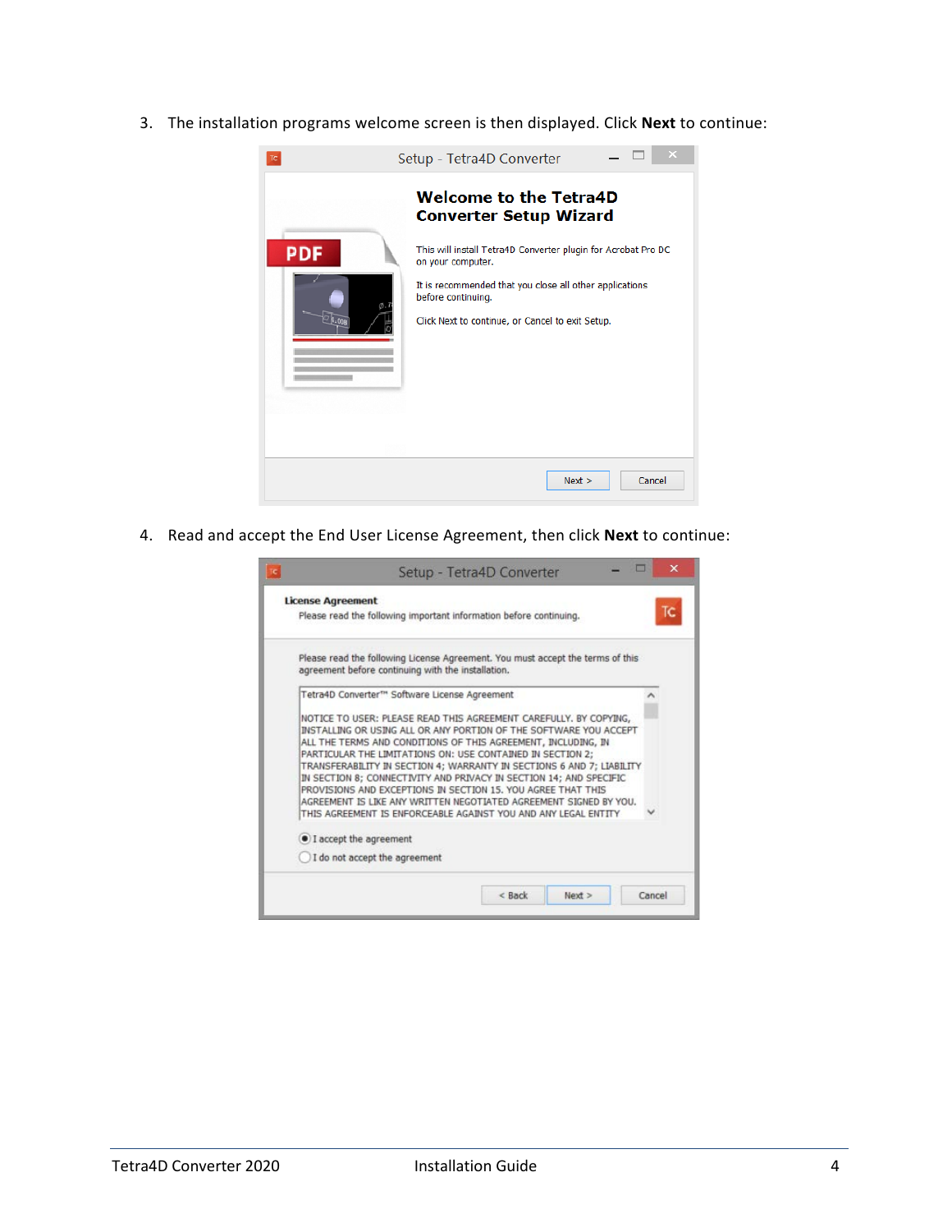3. The installation programs welcome screen is then displayed. Click **Next** to continue:

4. Read and accept the End User License Agreement, then click **Next** to continue: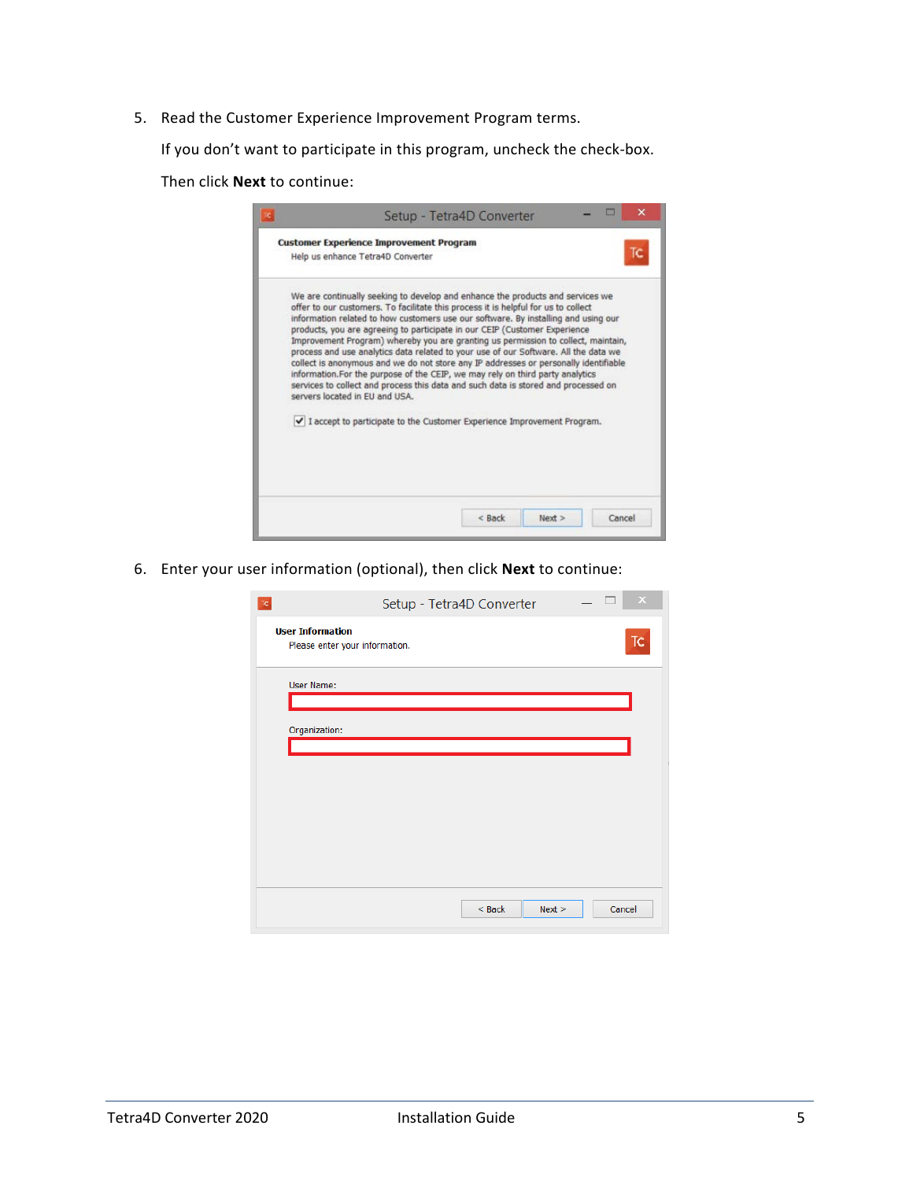5. Read the Customer Experience Improvement Program terms.

   If you don't want to participate in this program, uncheck the check-box.

   Then click **Next** to continue:

6. Enter your user information (optional), then click **Next** to continue: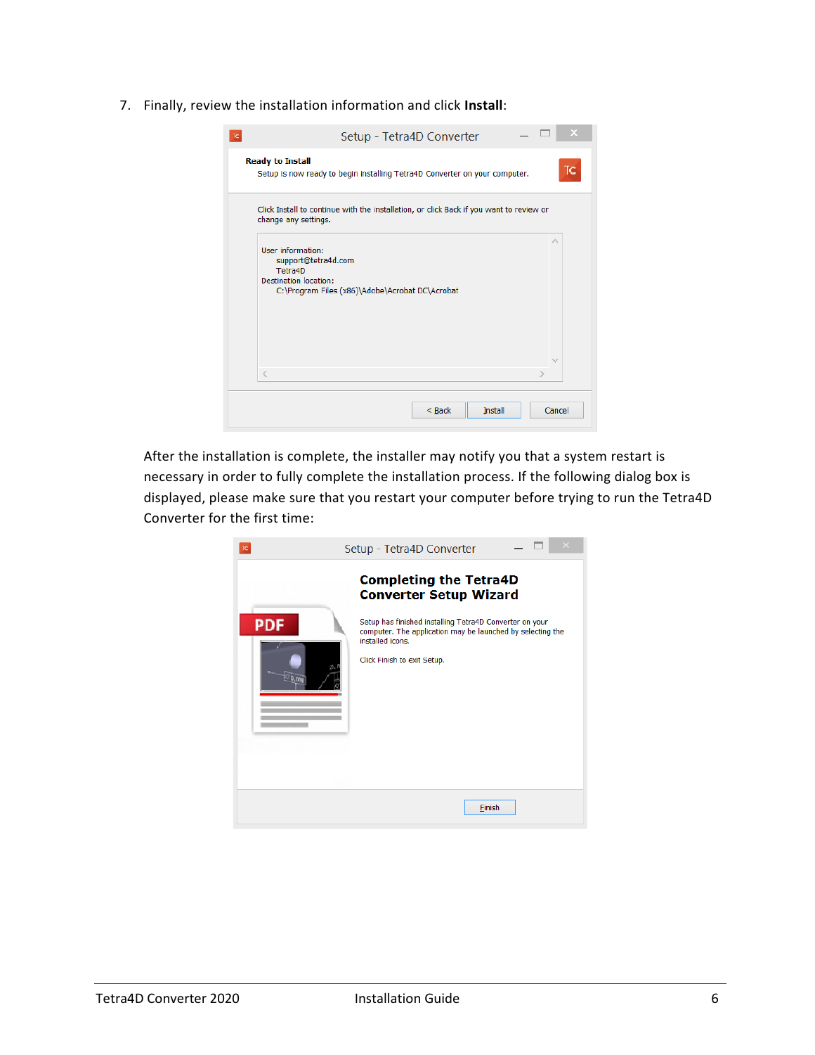7. Finally, review the installation information and click **Install**:

After the installation is complete, the installer may notify you that a system restart is necessary in order to fully complete the installation process. If the following dialog box is displayed, please make sure that you restart your computer before trying to run the Tetra4D Converter for the first time: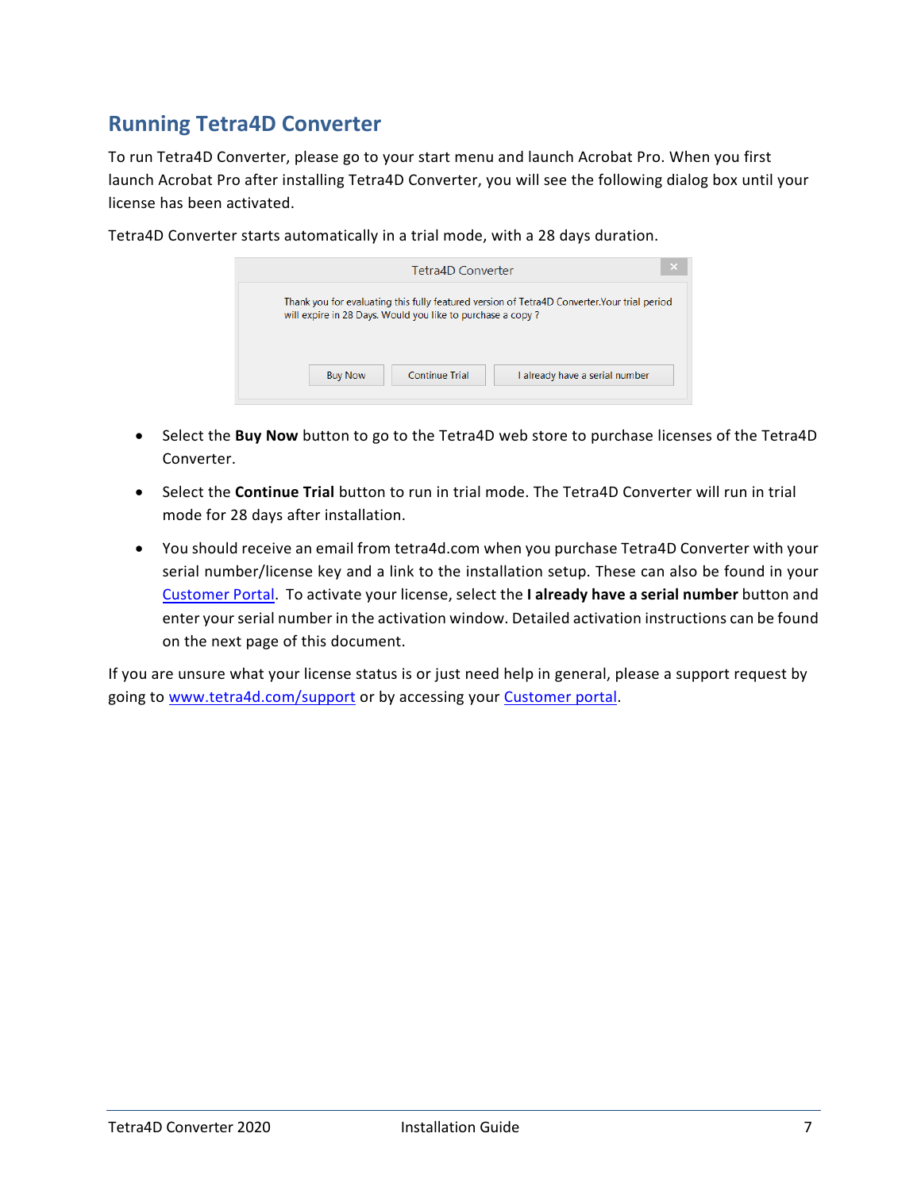## Running Tetra4D Converter

To run Tetra4D Converter, please go to your start menu and launch Acrobat Pro. When you first launch Acrobat Pro after installing Tetra4D Converter, you will see the following dialog box until your license has been activated.

Tetra4D Converter starts automatically in a trial mode, with a 28 days duration.

- Select the **Buy Now** button to go to the Tetra4D web store to purchase licenses of the Tetra4D Converter.
- Select the **Continue Trial** button to run in trial mode. The Tetra4D Converter will run in trial mode for 28 days after installation.
- You should receive an email from tetra4d.com when you purchase Tetra4D Converter with your serial number/license key and a link to the installation setup. These can also be found in your Customer Portal. To activate your license, select the **I already have a serial number** button and enter your serial number in the activation window. Detailed activation instructions can be found on the next page of this document.

If you are unsure what your license status is or just need help in general, please a support request by going to www.tetra4d.com/support or by accessing your Customer portal.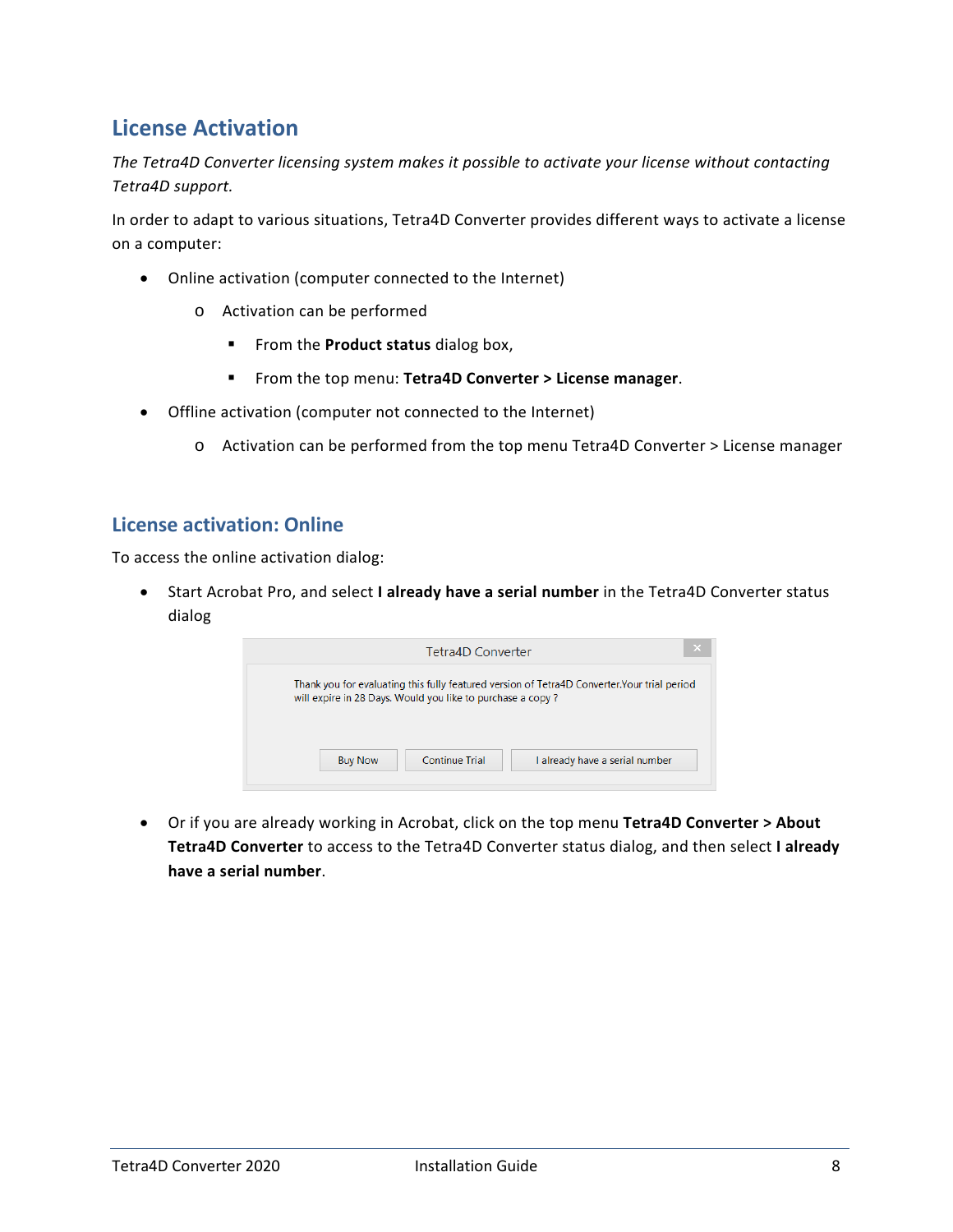## License Activation

*The Tetra4D Converter licensing system makes it possible to activate your license without contacting Tetra4D support.*

In order to adapt to various situations, Tetra4D Converter provides different ways to activate a license on a computer:

- Online activation (computer connected to the Internet)
  - Activation can be performed
    - From the **Product status** dialog box,
    - From the top menu: **Tetra4D Converter > License manager**.
- Offline activation (computer not connected to the Internet)
  - Activation can be performed from the top menu Tetra4D Converter > License manager

### License activation: Online

To access the online activation dialog:

- Start Acrobat Pro, and select **I already have a serial number** in the Tetra4D Converter status dialog

- Or if you are already working in Acrobat, click on the top menu **Tetra4D Converter > About Tetra4D Converter** to access to the Tetra4D Converter status dialog, and then select **I already have a serial number**.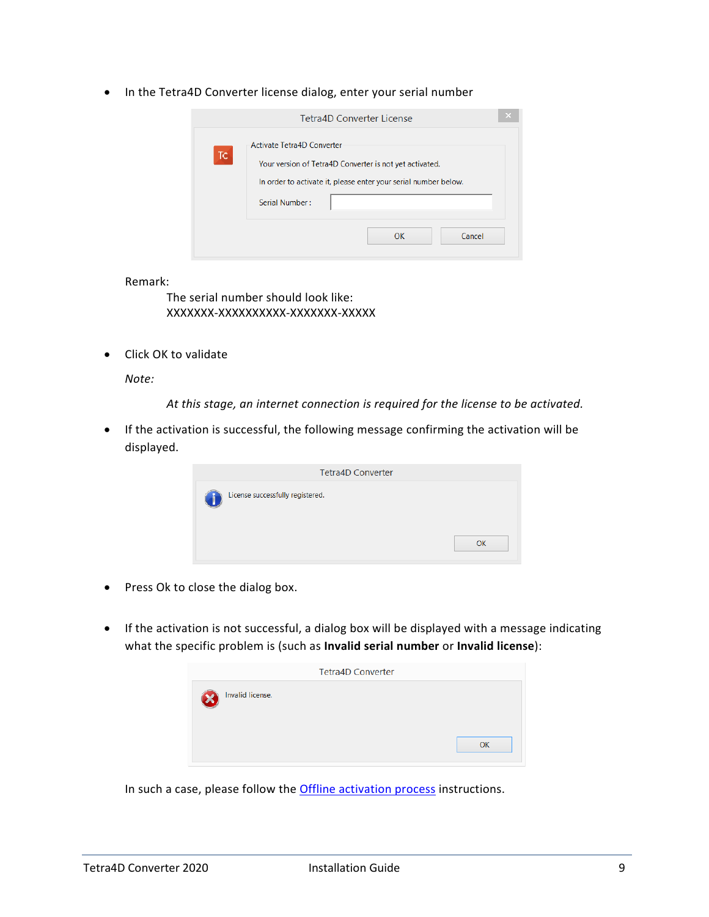- In the Tetra4D Converter license dialog, enter your serial number

  Remark:

  The serial number should look like:
  XXXXXXX-XXXXXXXXXX-XXXXXXX-XXXXX

- Click OK to validate

  *Note:*

  *At this stage, an internet connection is required for the license to be activated.*

- If the activation is successful, the following message confirming the activation will be displayed.

- Press Ok to close the dialog box.

- If the activation is not successful, a dialog box will be displayed with a message indicating what the specific problem is (such as **Invalid serial number** or **Invalid license**):

  In such a case, please follow the [Offline activation process] instructions.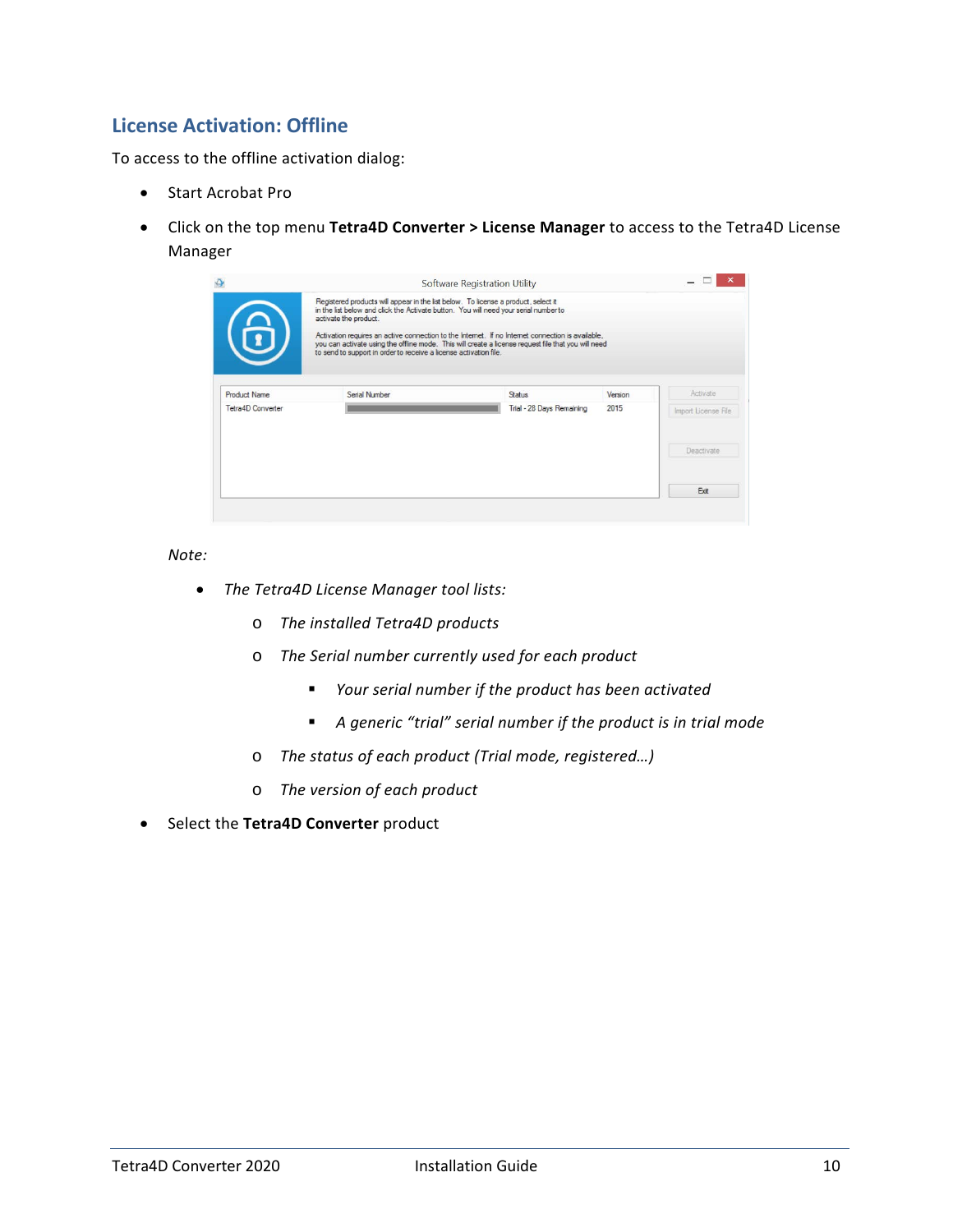## License Activation: Offline

To access to the offline activation dialog:

- Start Acrobat Pro
- Click on the top menu **Tetra4D Converter > License Manager** to access to the Tetra4D License Manager

*Note:*

- *The Tetra4D License Manager tool lists:*
    - *The installed Tetra4D products*
    - *The Serial number currently used for each product*
        - *Your serial number if the product has been activated*
        - *A generic “trial” serial number if the product is in trial mode*
    - *The status of each product (Trial mode, registered…)*
    - *The version of each product*

- Select the **Tetra4D Converter** product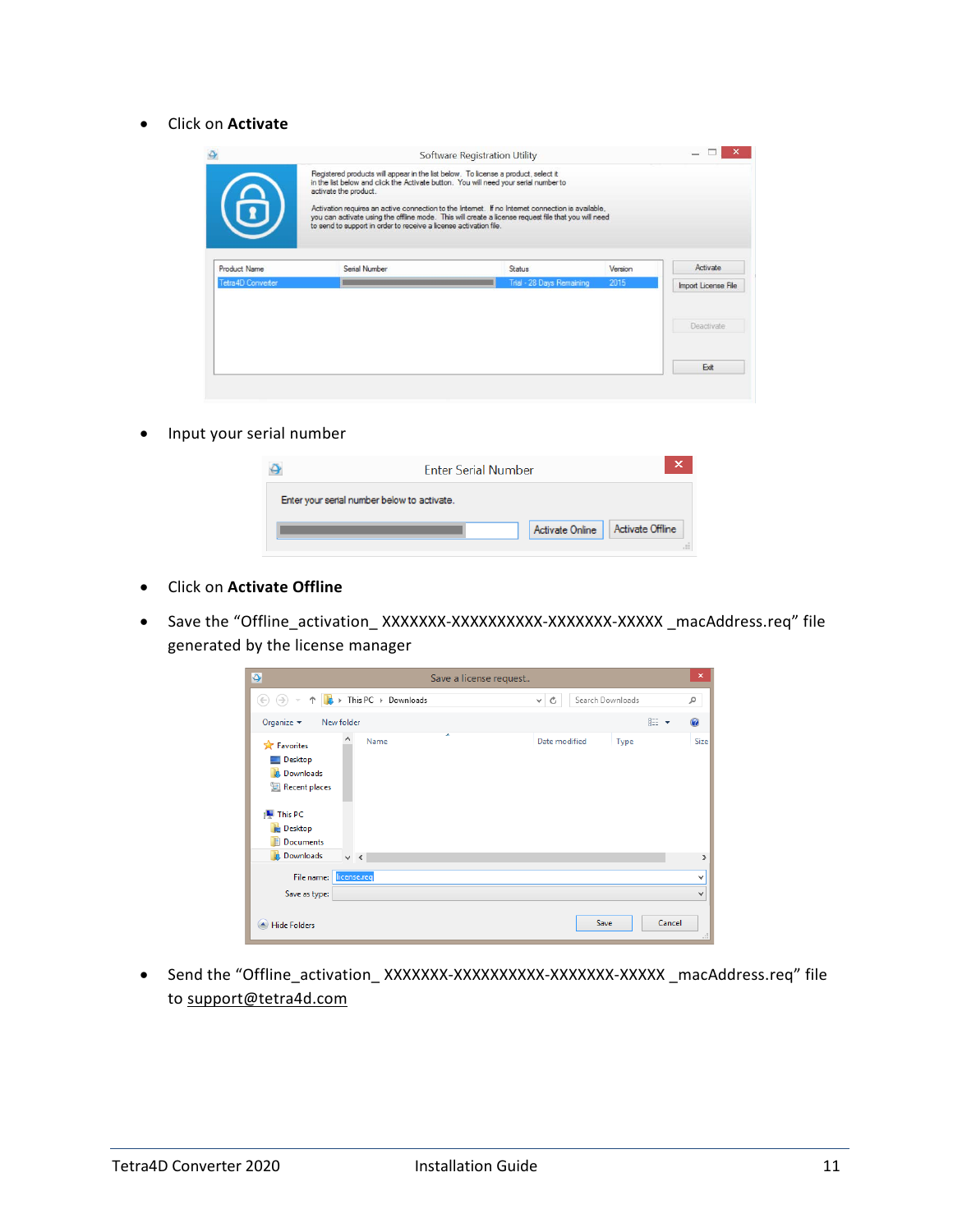- Click on **Activate**

- Input your serial number

- Click on **Activate Offline**

- Save the "Offline_activation_ XXXXXXX-XXXXXXXXXX-XXXXXXX-XXXXX _macAddress.req" file generated by the license manager

- Send the "Offline_activation_ XXXXXXX-XXXXXXXXXX-XXXXXXX-XXXXX _macAddress.req" file to support@tetra4d.com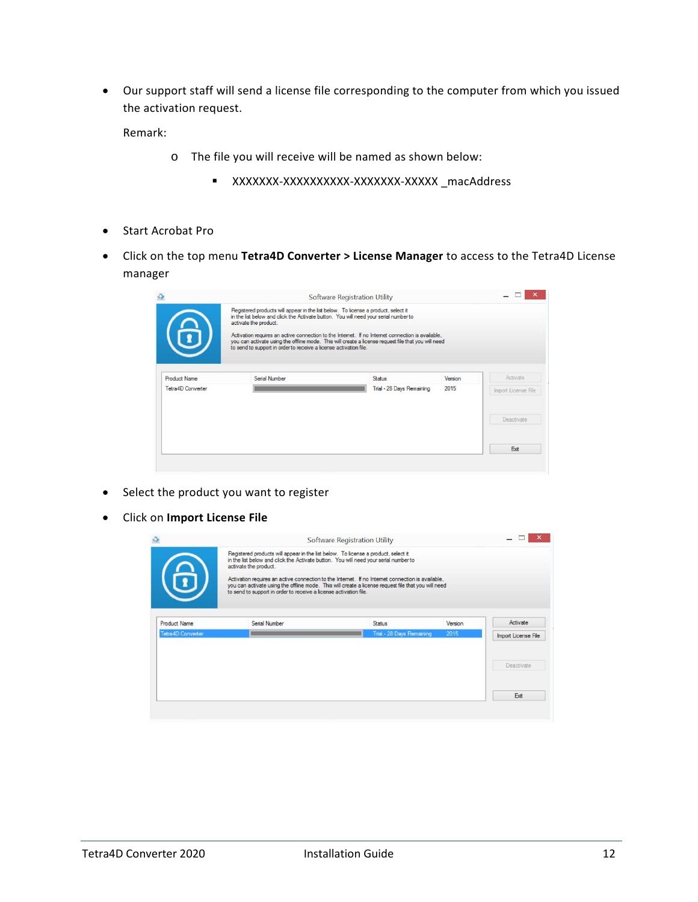- Our support staff will send a license file corresponding to the computer from which you issued the activation request.

  Remark:

  - The file you will receive will be named as shown below:
    - XXXXXXX-XXXXXXXXXX-XXXXXXX-XXXXX _macAddress

- Start Acrobat Pro
- Click on the top menu **Tetra4D Converter > License Manager** to access to the Tetra4D License manager

- Select the product you want to register
- Click on **Import License File**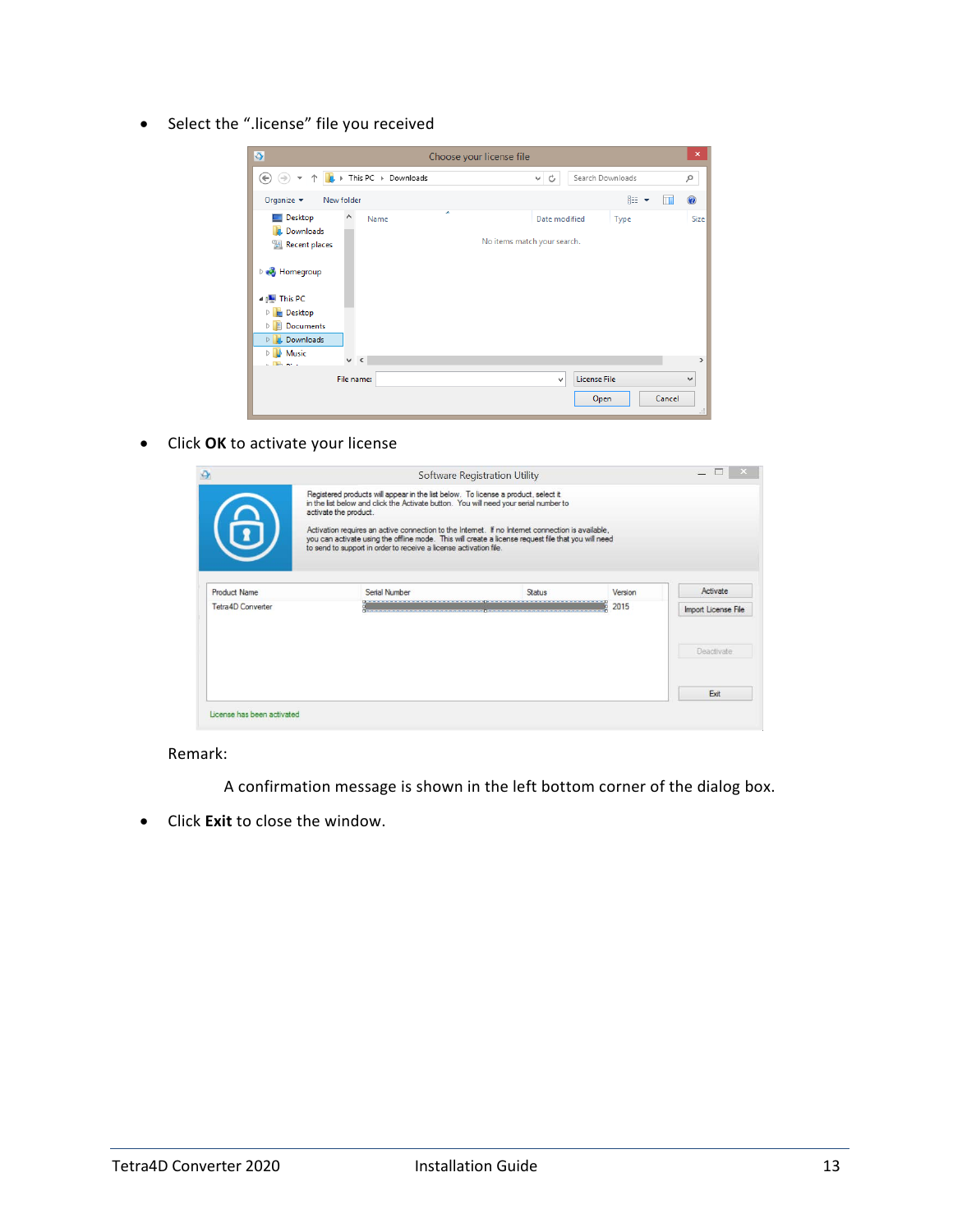- Select the ".license" file you received

- Click **OK** to activate your license

Remark:

A confirmation message is shown in the left bottom corner of the dialog box.

- Click **Exit** to close the window.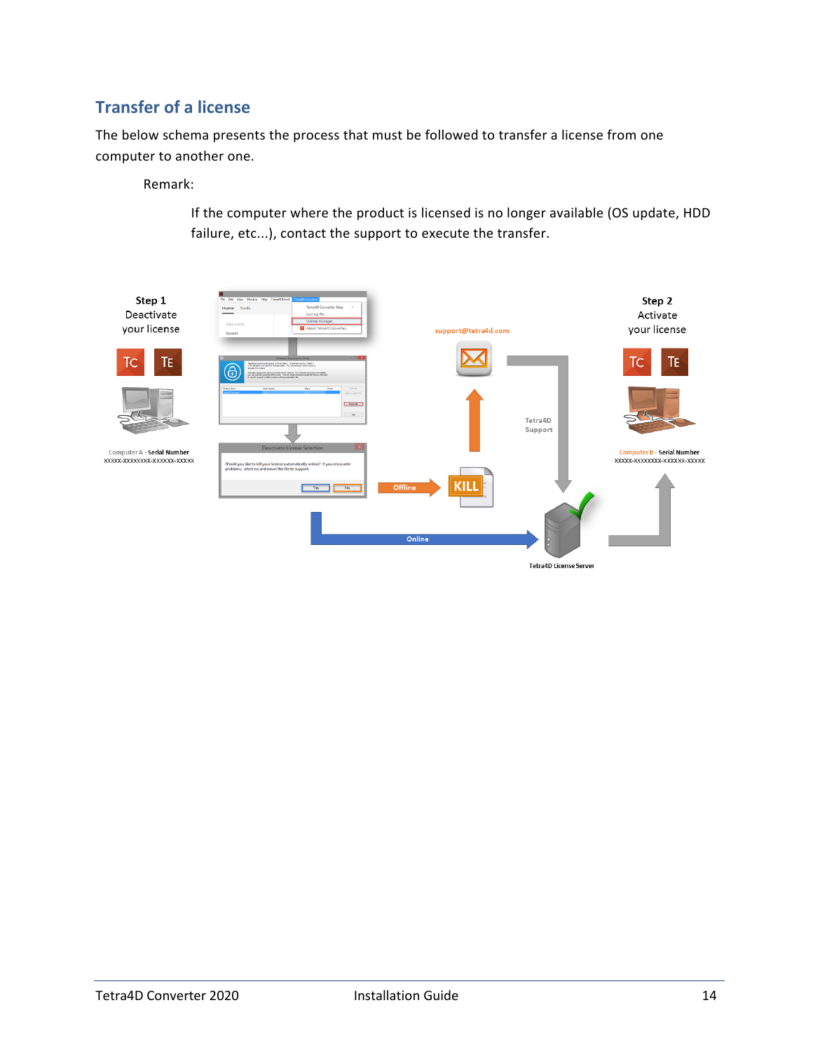## Transfer of a license

The below schema presents the process that must be followed to transfer a license from one computer to another one.

Remark:

> If the computer where the product is licensed is no longer available (OS update, HDD failure, etc...), contact the support to execute the transfer.

**Step 1**
Deactivate your license

Computer A - **Serial Number**
XXXXX-XXXXXXXX-XXXXXX-XXXXX

support@tetra4d.com

Tetra4D Support

Offline

KILL

Online

Tetra4D License Server

**Step 2**
Activate your license

Computer B - **Serial Number**
XXXXX-XXXXXXXX-XXXXXX-XXXXX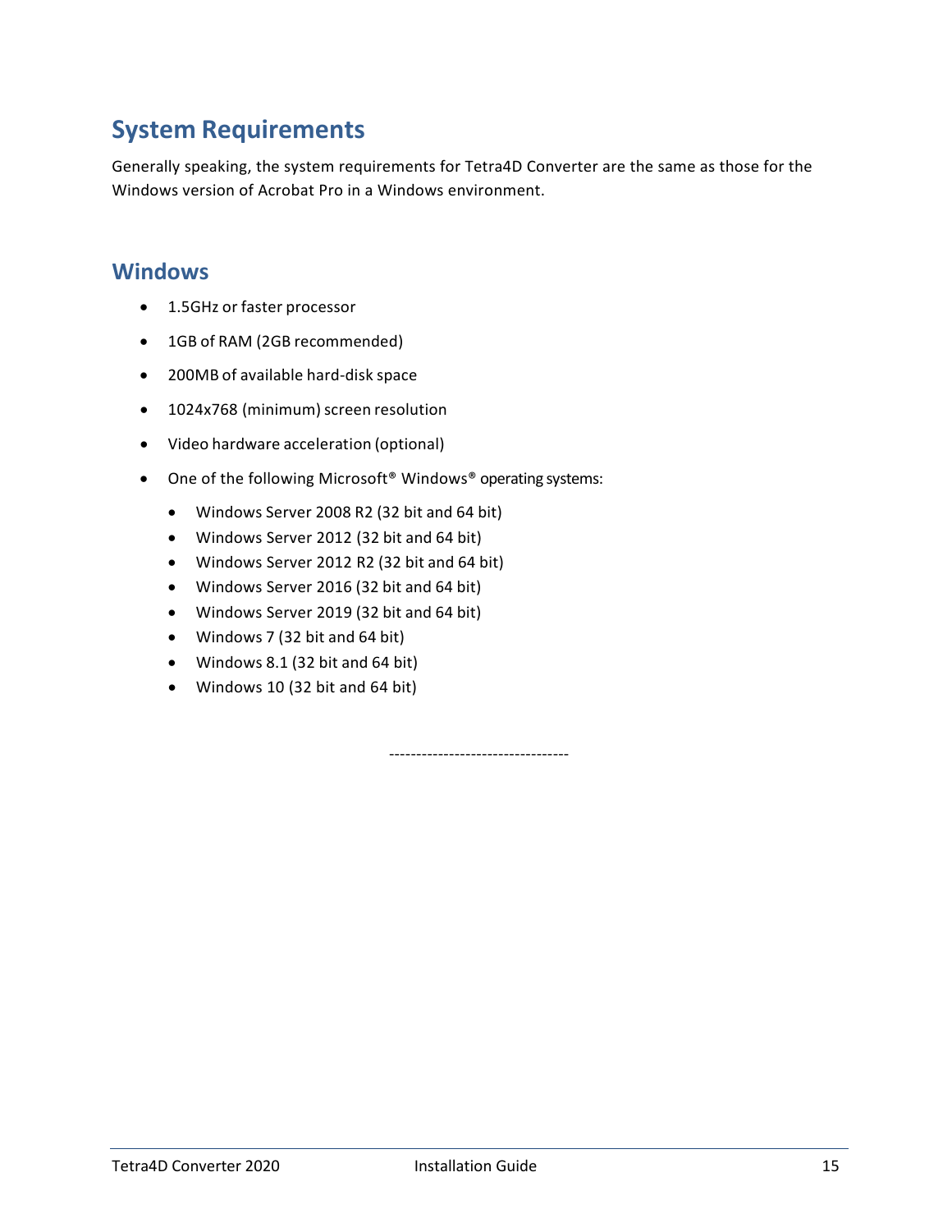## System Requirements

Generally speaking, the system requirements for Tetra4D Converter are the same as those for the Windows version of Acrobat Pro in a Windows environment.

### Windows

- 1.5GHz or faster processor
- 1GB of RAM (2GB recommended)
- 200MB of available hard-disk space
- 1024x768 (minimum) screen resolution
- Video hardware acceleration (optional)
- One of the following Microsoft® Windows® operating systems:
  - Windows Server 2008 R2 (32 bit and 64 bit)
  - Windows Server 2012 (32 bit and 64 bit)
  - Windows Server 2012 R2 (32 bit and 64 bit)
  - Windows Server 2016 (32 bit and 64 bit)
  - Windows Server 2019 (32 bit and 64 bit)
  - Windows 7 (32 bit and 64 bit)
  - Windows 8.1 (32 bit and 64 bit)
  - Windows 10 (32 bit and 64 bit)

---------------------------------